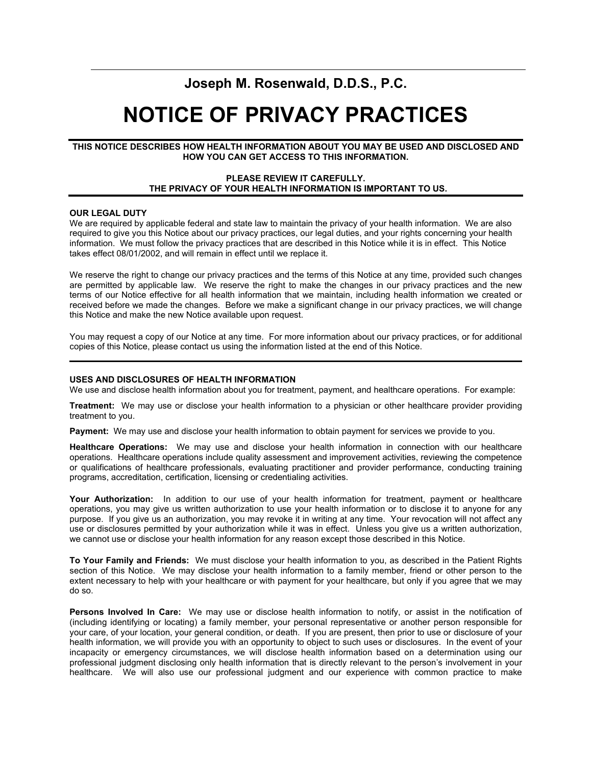## Joseph M. Rosenwald, D.D.S., P.C.

# NOTICE OF PRIVACY PRACTICES

**THIS NOTICE DESCRIBES HOW HEALTH INFORMATION ABOUT YOU MAY BE USED AND DISCLOSED AND HOW YOU CAN GET ACCESS TO THIS INFORMATION.**

**PLEASE REVIEW IT CAREFULLY.**
**THE PRIVACY OF YOUR HEALTH INFORMATION IS IMPORTANT TO US.**

---

**OUR LEGAL DUTY**
We are required by applicable federal and state law to maintain the privacy of your health information. We are also required to give you this Notice about our privacy practices, our legal duties, and your rights concerning your health information. We must follow the privacy practices that are described in this Notice while it is in effect. This Notice takes effect 08/01/2002, and will remain in effect until we replace it.

We reserve the right to change our privacy practices and the terms of this Notice at any time, provided such changes are permitted by applicable law. We reserve the right to make the changes in our privacy practices and the new terms of our Notice effective for all health information that we maintain, including health information we created or received before we made the changes. Before we make a significant change in our privacy practices, we will change this Notice and make the new Notice available upon request.

You may request a copy of our Notice at any time. For more information about our privacy practices, or for additional copies of this Notice, please contact us using the information listed at the end of this Notice.

---

**USES AND DISCLOSURES OF HEALTH INFORMATION**
We use and disclose health information about you for treatment, payment, and healthcare operations. For example:

**Treatment:** We may use or disclose your health information to a physician or other healthcare provider providing treatment to you.

**Payment:** We may use and disclose your health information to obtain payment for services we provide to you.

**Healthcare Operations:** We may use and disclose your health information in connection with our healthcare operations. Healthcare operations include quality assessment and improvement activities, reviewing the competence or qualifications of healthcare professionals, evaluating practitioner and provider performance, conducting training programs, accreditation, certification, licensing or credentialing activities.

**Your Authorization:** In addition to our use of your health information for treatment, payment or healthcare operations, you may give us written authorization to use your health information or to disclose it to anyone for any purpose. If you give us an authorization, you may revoke it in writing at any time. Your revocation will not affect any use or disclosures permitted by your authorization while it was in effect. Unless you give us a written authorization, we cannot use or disclose your health information for any reason except those described in this Notice.

**To Your Family and Friends:** We must disclose your health information to you, as described in the Patient Rights section of this Notice. We may disclose your health information to a family member, friend or other person to the extent necessary to help with your healthcare or with payment for your healthcare, but only if you agree that we may do so.

**Persons Involved In Care:** We may use or disclose health information to notify, or assist in the notification of (including identifying or locating) a family member, your personal representative or another person responsible for your care, of your location, your general condition, or death. If you are present, then prior to use or disclosure of your health information, we will provide you with an opportunity to object to such uses or disclosures. In the event of your incapacity or emergency circumstances, we will disclose health information based on a determination using our professional judgment disclosing only health information that is directly relevant to the person's involvement in your healthcare. We will also use our professional judgment and our experience with common practice to make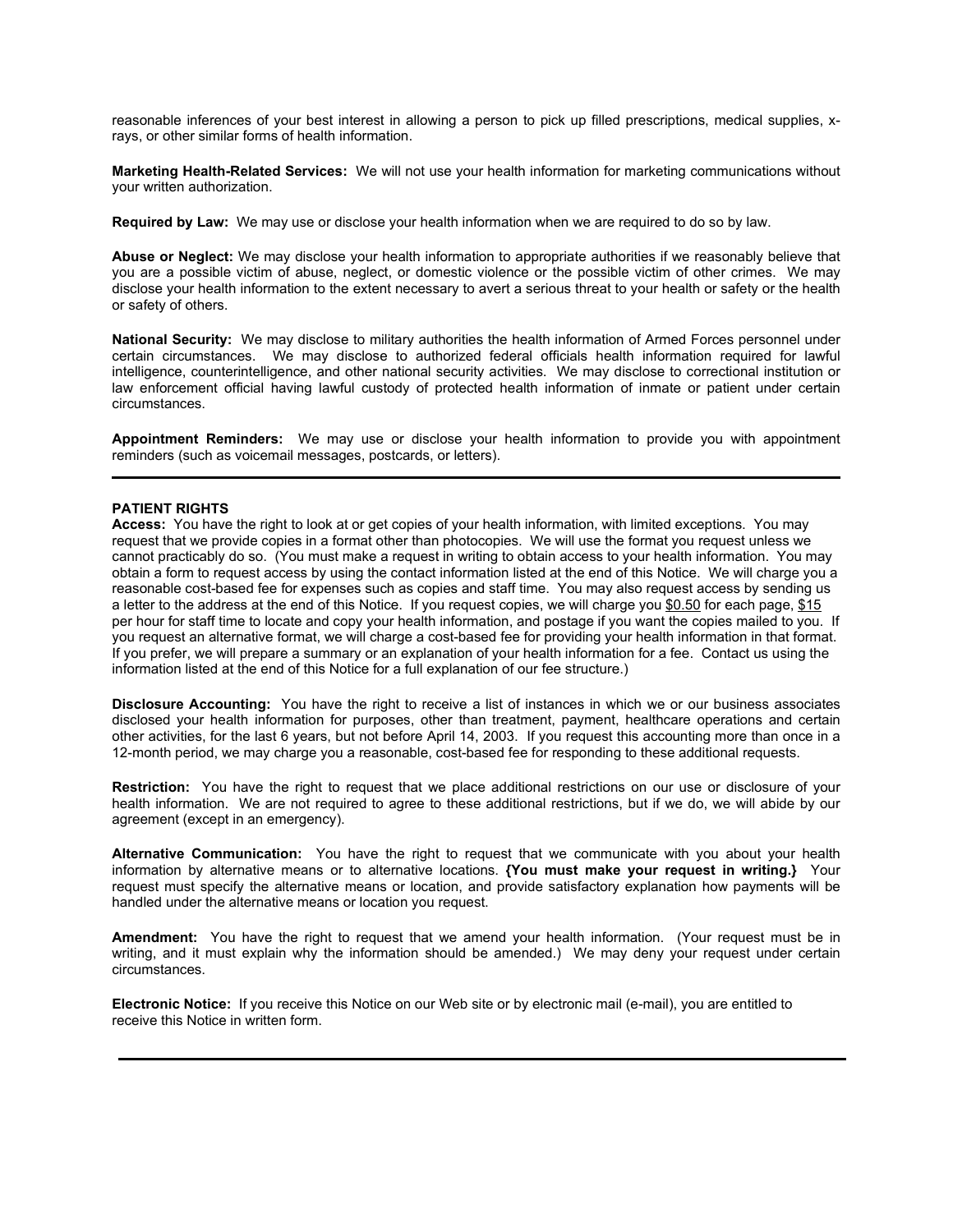reasonable inferences of your best interest in allowing a person to pick up filled prescriptions, medical supplies, x-rays, or other similar forms of health information.

**Marketing Health-Related Services:** We will not use your health information for marketing communications without your written authorization.

**Required by Law:** We may use or disclose your health information when we are required to do so by law.

**Abuse or Neglect:** We may disclose your health information to appropriate authorities if we reasonably believe that you are a possible victim of abuse, neglect, or domestic violence or the possible victim of other crimes. We may disclose your health information to the extent necessary to avert a serious threat to your health or safety or the health or safety of others.

**National Security:** We may disclose to military authorities the health information of Armed Forces personnel under certain circumstances. We may disclose to authorized federal officials health information required for lawful intelligence, counterintelligence, and other national security activities. We may disclose to correctional institution or law enforcement official having lawful custody of protected health information of inmate or patient under certain circumstances.

**Appointment Reminders:** We may use or disclose your health information to provide you with appointment reminders (such as voicemail messages, postcards, or letters).

---

**PATIENT RIGHTS**

**Access:** You have the right to look at or get copies of your health information, with limited exceptions. You may request that we provide copies in a format other than photocopies. We will use the format you request unless we cannot practicably do so. (You must make a request in writing to obtain access to your health information. You may obtain a form to request access by using the contact information listed at the end of this Notice. We will charge you a reasonable cost-based fee for expenses such as copies and staff time. You may also request access by sending us a letter to the address at the end of this Notice. If you request copies, we will charge you $0.50 for each page, $15 per hour for staff time to locate and copy your health information, and postage if you want the copies mailed to you. If you request an alternative format, we will charge a cost-based fee for providing your health information in that format. If you prefer, we will prepare a summary or an explanation of your health information for a fee. Contact us using the information listed at the end of this Notice for a full explanation of our fee structure.)

**Disclosure Accounting:** You have the right to receive a list of instances in which we or our business associates disclosed your health information for purposes, other than treatment, payment, healthcare operations and certain other activities, for the last 6 years, but not before April 14, 2003. If you request this accounting more than once in a 12-month period, we may charge you a reasonable, cost-based fee for responding to these additional requests.

**Restriction:** You have the right to request that we place additional restrictions on our use or disclosure of your health information. We are not required to agree to these additional restrictions, but if we do, we will abide by our agreement (except in an emergency).

**Alternative Communication:** You have the right to request that we communicate with you about your health information by alternative means or to alternative locations. **{You must make your request in writing.}** Your request must specify the alternative means or location, and provide satisfactory explanation how payments will be handled under the alternative means or location you request.

**Amendment:** You have the right to request that we amend your health information. (Your request must be in writing, and it must explain why the information should be amended.) We may deny your request under certain circumstances.

**Electronic Notice:** If you receive this Notice on our Web site or by electronic mail (e-mail), you are entitled to receive this Notice in written form.

---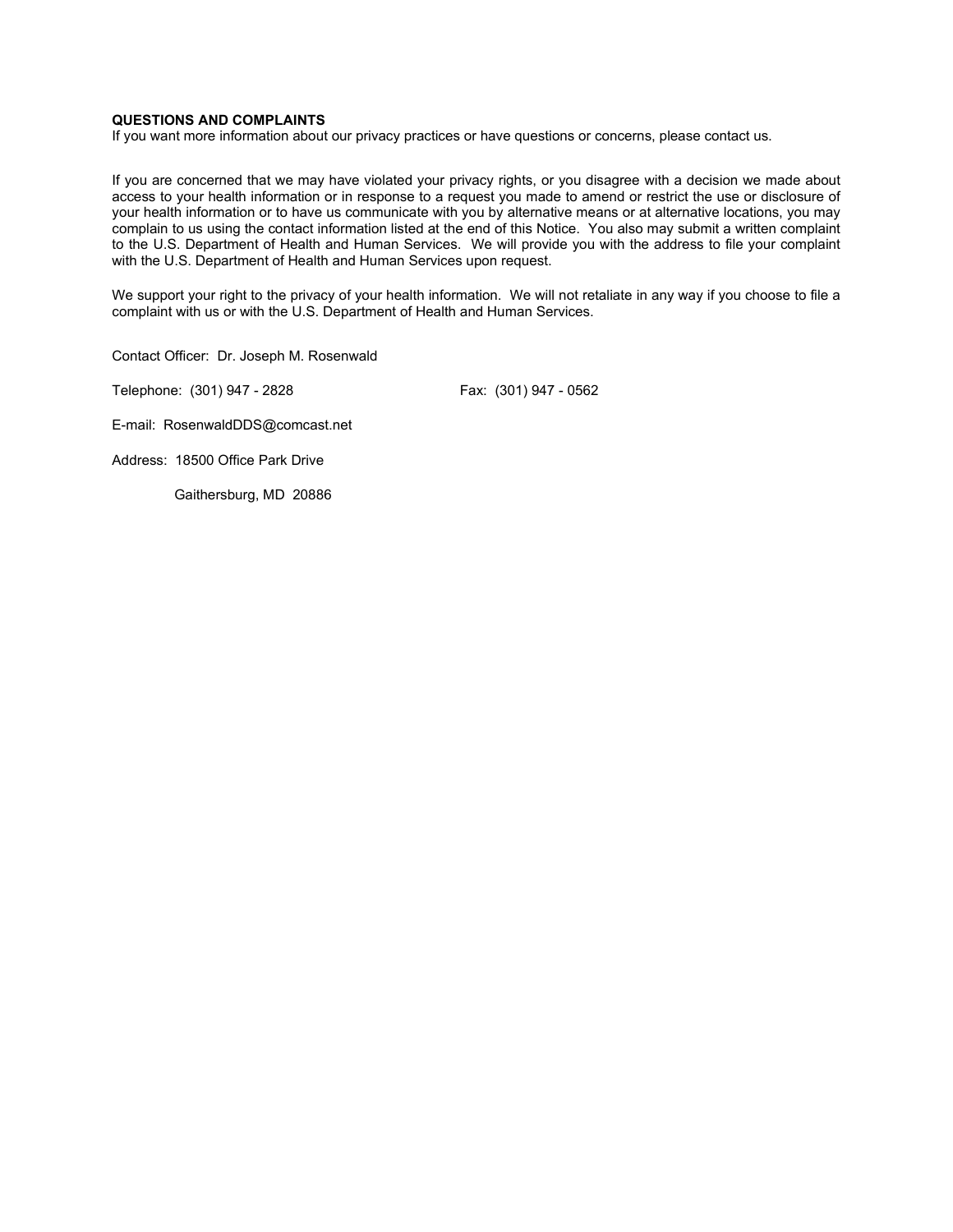**QUESTIONS AND COMPLAINTS**
If you want more information about our privacy practices or have questions or concerns, please contact us.

If you are concerned that we may have violated your privacy rights, or you disagree with a decision we made about access to your health information or in response to a request you made to amend or restrict the use or disclosure of your health information or to have us communicate with you by alternative means or at alternative locations, you may complain to us using the contact information listed at the end of this Notice. You also may submit a written complaint to the U.S. Department of Health and Human Services. We will provide you with the address to file your complaint with the U.S. Department of Health and Human Services upon request.

We support your right to the privacy of your health information. We will not retaliate in any way if you choose to file a complaint with us or with the U.S. Department of Health and Human Services.

Contact Officer: Dr. Joseph M. Rosenwald

Telephone: (301) 947 - 2828 Fax: (301) 947 - 0562

E-mail: RosenwaldDDS@comcast.net

Address: 18500 Office Park Drive

Gaithersburg, MD 20886